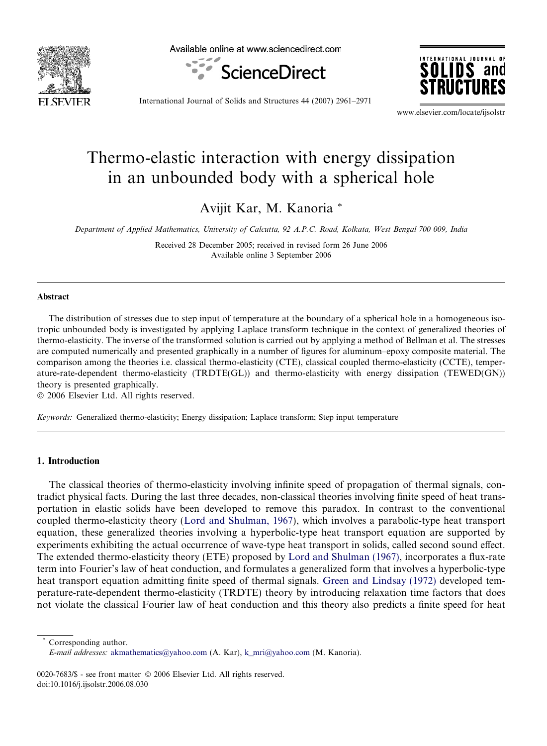# Thermo-elastic interaction with energy dissipation in an unbounded body with a spherical hole

Avijit Kar, M. Kanoria *

*Department of Applied Mathematics, University of Calcutta, 92 A.P.C. Road, Kolkata, West Bengal 700 009, India*

Received 28 December 2005; received in revised form 26 June 2006
Available online 3 September 2006

## Abstract

The distribution of stresses due to step input of temperature at the boundary of a spherical hole in a homogeneous isotropic unbounded body is investigated by applying Laplace transform technique in the context of generalized theories of thermo-elasticity. The inverse of the transformed solution is carried out by applying a method of Bellman et al. The stresses are computed numerically and presented graphically in a number of figures for aluminum–epoxy composite material. The comparison among the theories i.e. classical thermo-elasticity (CTE), classical coupled thermo-elasticity (CCTE), temperature-rate-dependent thermo-elasticity (TRDTE(GL)) and thermo-elasticity with energy dissipation (TEWED(GN)) theory is presented graphically.

© 2006 Elsevier Ltd. All rights reserved.

*Keywords:* Generalized thermo-elasticity; Energy dissipation; Laplace transform; Step input temperature

## 1. Introduction

The classical theories of thermo-elasticity involving infinite speed of propagation of thermal signals, contradict physical facts. During the last three decades, non-classical theories involving finite speed of heat transportation in elastic solids have been developed to remove this paradox. In contrast to the conventional coupled thermo-elasticity theory (Lord and Shulman, 1967), which involves a parabolic-type heat transport equation, these generalized theories involving a hyperbolic-type heat transport equation are supported by experiments exhibiting the actual occurrence of wave-type heat transport in solids, called second sound effect. The extended thermo-elasticity theory (ETE) proposed by Lord and Shulman (1967), incorporates a flux-rate term into Fourier's law of heat conduction, and formulates a generalized form that involves a hyperbolic-type heat transport equation admitting finite speed of thermal signals. Green and Lindsay (1972) developed temperature-rate-dependent thermo-elasticity (TRDTE) theory by introducing relaxation time factors that does not violate the classical Fourier law of heat conduction and this theory also predicts a finite speed for heat

---

* Corresponding author.
*E-mail addresses:* akmathematics@yahoo.com (A. Kar), k_mri@yahoo.com (M. Kanoria).

0020-7683/$ - see front matter © 2006 Elsevier Ltd. All rights reserved.
doi:10.1016/j.ijsolstr.2006.08.030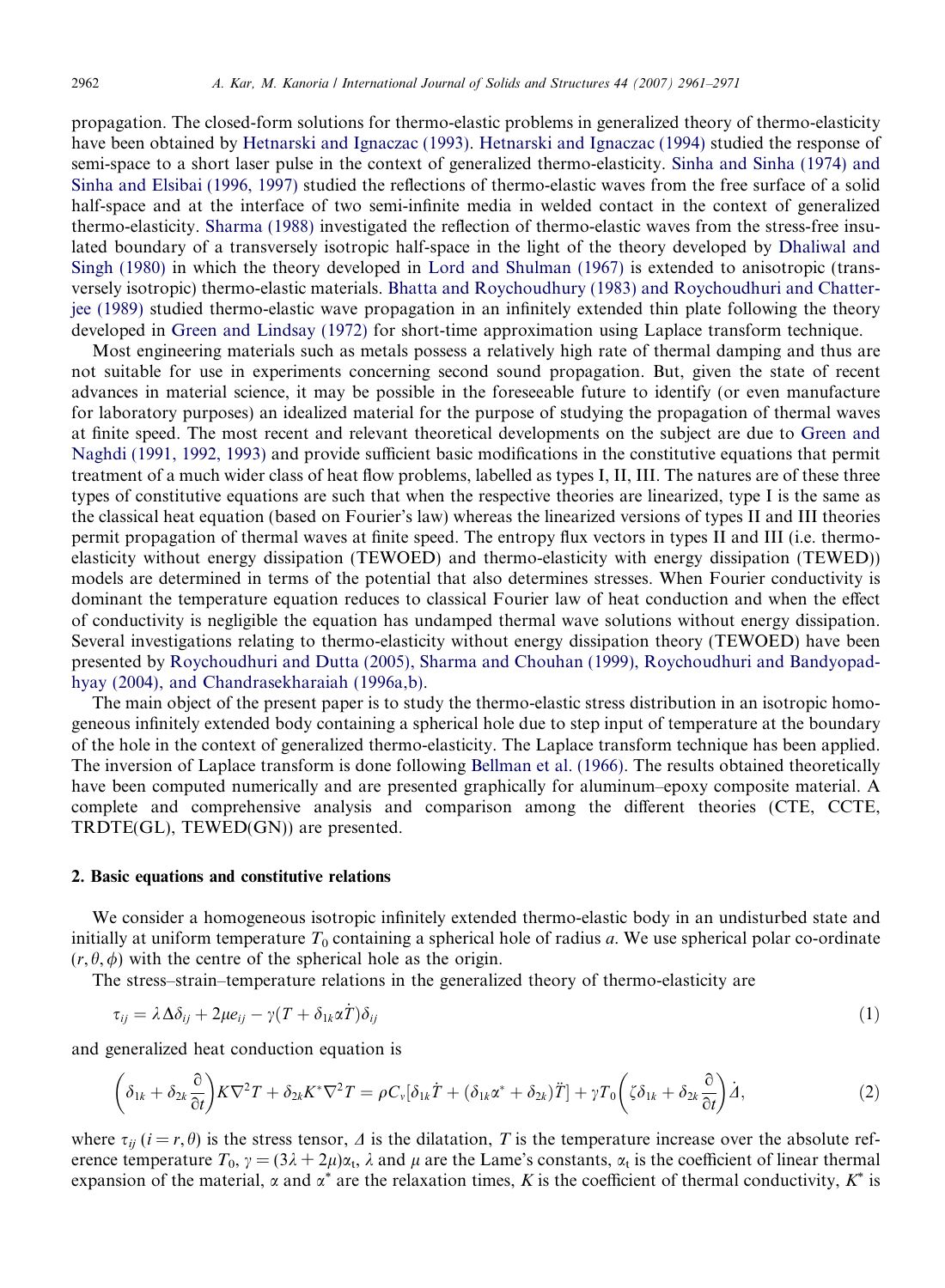propagation. The closed-form solutions for thermo-elastic problems in generalized theory of thermo-elasticity have been obtained by Hetnarski and Ignaczac (1993). Hetnarski and Ignaczac (1994) studied the response of semi-space to a short laser pulse in the context of generalized thermo-elasticity. Sinha and Sinha (1974) and Sinha and Elsibai (1996, 1997) studied the reflections of thermo-elastic waves from the free surface of a solid half-space and at the interface of two semi-infinite media in welded contact in the context of generalized thermo-elasticity. Sharma (1988) investigated the reflection of thermo-elastic waves from the stress-free insulated boundary of a transversely isotropic half-space in the light of the theory developed by Dhaliwal and Singh (1980) in which the theory developed in Lord and Shulman (1967) is extended to anisotropic (transversely isotropic) thermo-elastic materials. Bhatta and Roychoudhury (1983) and Roychoudhuri and Chatterjee (1989) studied thermo-elastic wave propagation in an infinitely extended thin plate following the theory developed in Green and Lindsay (1972) for short-time approximation using Laplace transform technique.

Most engineering materials such as metals possess a relatively high rate of thermal damping and thus are not suitable for use in experiments concerning second sound propagation. But, given the state of recent advances in material science, it may be possible in the foreseeable future to identify (or even manufacture for laboratory purposes) an idealized material for the purpose of studying the propagation of thermal waves at finite speed. The most recent and relevant theoretical developments on the subject are due to Green and Naghdi (1991, 1992, 1993) and provide sufficient basic modifications in the constitutive equations that permit treatment of a much wider class of heat flow problems, labelled as types I, II, III. The natures are of these three types of constitutive equations are such that when the respective theories are linearized, type I is the same as the classical heat equation (based on Fourier's law) whereas the linearized versions of types II and III theories permit propagation of thermal waves at finite speed. The entropy flux vectors in types II and III (i.e. thermo-elasticity without energy dissipation (TEWOED) and thermo-elasticity with energy dissipation (TEWED)) models are determined in terms of the potential that also determines stresses. When Fourier conductivity is dominant the temperature equation reduces to classical Fourier law of heat conduction and when the effect of conductivity is negligible the equation has undamped thermal wave solutions without energy dissipation. Several investigations relating to thermo-elasticity without energy dissipation theory (TEWOED) have been presented by Roychoudhuri and Dutta (2005), Sharma and Chouhan (1999), Roychoudhuri and Bandyopadhyay (2004), and Chandrasekharaiah (1996a,b).

The main object of the present paper is to study the thermo-elastic stress distribution in an isotropic homogeneous infinitely extended body containing a spherical hole due to step input of temperature at the boundary of the hole in the context of generalized thermo-elasticity. The Laplace transform technique has been applied. The inversion of Laplace transform is done following Bellman et al. (1966). The results obtained theoretically have been computed numerically and are presented graphically for aluminum–epoxy composite material. A complete and comprehensive analysis and comparison among the different theories (CTE, CCTE, TRDTE(GL), TEWED(GN)) are presented.

## 2. Basic equations and constitutive relations

We consider a homogeneous isotropic infinitely extended thermo-elastic body in an undisturbed state and initially at uniform temperature $T_0$ containing a spherical hole of radius $a$. We use spherical polar co-ordinate $(r, \theta, \phi)$ with the centre of the spherical hole as the origin.

The stress–strain–temperature relations in the generalized theory of thermo-elasticity are

$$\tau_{ij} = \lambda \Delta \delta_{ij} + 2\mu e_{ij} - \gamma(T + \delta_{1k}\alpha \dot{T})\delta_{ij} \tag{1}$$

and generalized heat conduction equation is

$$\left(\delta_{1k} + \delta_{2k}\frac{\partial}{\partial t}\right)K\nabla^2 T + \delta_{2k}K^*\nabla^2 T = \rho C_v[\delta_{1k}\dot{T} + (\delta_{1k}\alpha^* + \delta_{2k})\ddot{T}] + \gamma T_0\left(\zeta\delta_{1k} + \delta_{2k}\frac{\partial}{\partial t}\right)\dot{\Delta}, \tag{2}$$

where $\tau_{ij}$ $(i = r, \theta)$ is the stress tensor, $\Delta$ is the dilatation, $T$ is the temperature increase over the absolute reference temperature $T_0$, $\gamma = (3\lambda + 2\mu)\alpha_t$, $\lambda$ and $\mu$ are the Lame's constants, $\alpha_t$ is the coefficient of linear thermal expansion of the material, $\alpha$ and $\alpha^*$ are the relaxation times, $K$ is the coefficient of thermal conductivity, $K^*$ is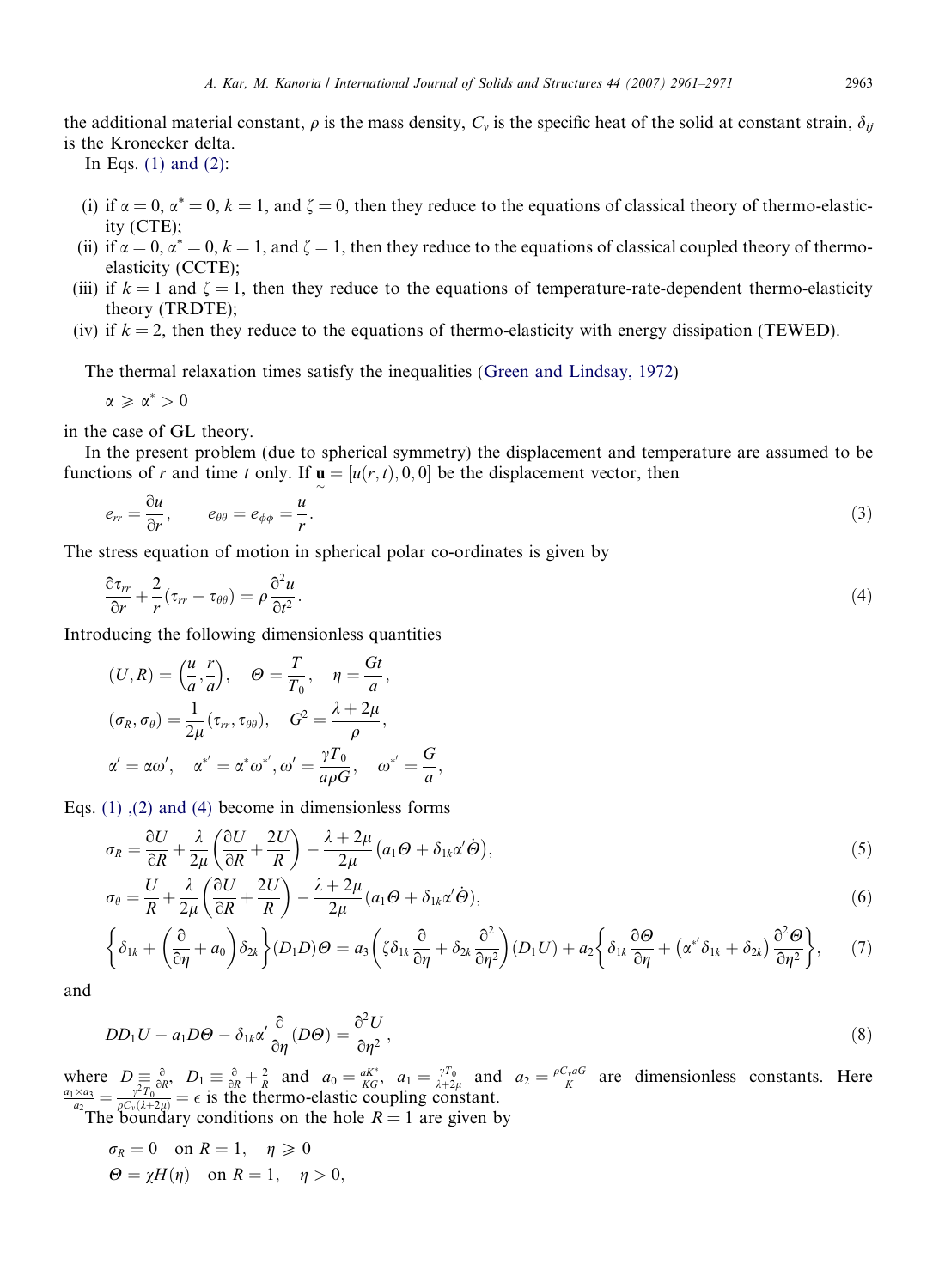the additional material constant, $\rho$ is the mass density, $C_v$ is the specific heat of the solid at constant strain, $\delta_{ij}$ is the Kronecker delta.

In Eqs. (1) and (2):

(i) if $\alpha = 0$, $\alpha^* = 0$, $k = 1$, and $\zeta = 0$, then they reduce to the equations of classical theory of thermo-elasticity (CTE);
(ii) if $\alpha = 0$, $\alpha^* = 0$, $k = 1$, and $\zeta = 1$, then they reduce to the equations of classical coupled theory of thermo-elasticity (CCTE);
(iii) if $k = 1$ and $\zeta = 1$, then they reduce to the equations of temperature-rate-dependent thermo-elasticity theory (TRDTE);
(iv) if $k = 2$, then they reduce to the equations of thermo-elasticity with energy dissipation (TEWED).

The thermal relaxation times satisfy the inequalities (Green and Lindsay, 1972)

$$\alpha \geqslant \alpha^* > 0$$

in the case of GL theory.

In the present problem (due to spherical symmetry) the displacement and temperature are assumed to be functions of $r$ and time $t$ only. If $\underset{\sim}{\mathbf{u}} = [u(r,t), 0, 0]$ be the displacement vector, then

$$e_{rr} = \frac{\partial u}{\partial r}, \qquad e_{\theta\theta} = e_{\phi\phi} = \frac{u}{r}. \tag{3}$$

The stress equation of motion in spherical polar co-ordinates is given by

$$\frac{\partial \tau_{rr}}{\partial r} + \frac{2}{r}(\tau_{rr} - \tau_{\theta\theta}) = \rho \frac{\partial^2 u}{\partial t^2}. \tag{4}$$

Introducing the following dimensionless quantities

$$(U, R) = \left(\frac{u}{a}, \frac{r}{a}\right), \quad \Theta = \frac{T}{T_0}, \quad \eta = \frac{Gt}{a},$$
$$(\sigma_R, \sigma_\theta) = \frac{1}{2\mu}(\tau_{rr}, \tau_{\theta\theta}), \quad G^2 = \frac{\lambda + 2\mu}{\rho},$$
$$\alpha' = \alpha\omega', \quad \alpha^{*'} = \alpha^*\omega^{*'}, \omega' = \frac{\gamma T_0}{a\rho G}, \quad \omega^{*'} = \frac{G}{a},$$

Eqs. (1), (2) and (4) become in dimensionless forms

$$\sigma_R = \frac{\partial U}{\partial R} + \frac{\lambda}{2\mu}\left(\frac{\partial U}{\partial R} + \frac{2U}{R}\right) - \frac{\lambda + 2\mu}{2\mu}\left(a_1\Theta + \delta_{1k}\alpha'\dot{\Theta}\right), \tag{5}$$

$$\sigma_\theta = \frac{U}{R} + \frac{\lambda}{2\mu}\left(\frac{\partial U}{\partial R} + \frac{2U}{R}\right) - \frac{\lambda + 2\mu}{2\mu}(a_1\Theta + \delta_{1k}\alpha'\dot{\Theta}), \tag{6}$$

$$\left\{\delta_{1k} + \left(\frac{\partial}{\partial \eta} + a_0\right)\delta_{2k}\right\}(D_1 D)\Theta = a_3\left(\zeta\delta_{1k}\frac{\partial}{\partial \eta} + \delta_{2k}\frac{\partial^2}{\partial \eta^2}\right)(D_1 U) + a_2\left\{\delta_{1k}\frac{\partial \Theta}{\partial \eta} + \left(\alpha^{*'}\delta_{1k} + \delta_{2k}\right)\frac{\partial^2 \Theta}{\partial \eta^2}\right\}, \tag{7}$$

and

$$DD_1 U - a_1 D\Theta - \delta_{1k}\alpha'\frac{\partial}{\partial \eta}(D\Theta) = \frac{\partial^2 U}{\partial \eta^2}, \tag{8}$$

where $D \equiv \frac{\partial}{\partial R}$, $D_1 \equiv \frac{\partial}{\partial R} + \frac{2}{R}$ and $a_0 = \frac{aK^*}{KG}$, $a_1 = \frac{\gamma T_0}{\lambda + 2\mu}$ and $a_2 = \frac{\rho C_v a G}{K}$ are dimensionless constants. Here $\frac{a_1 \times a_3}{a_2} = \frac{\gamma^2 T_0}{\rho C_v(\lambda + 2\mu)} = \epsilon$ is the thermo-elastic coupling constant.

The boundary conditions on the hole $R = 1$ are given by

$$\sigma_R = 0 \quad \text{on } R = 1, \quad \eta \geqslant 0$$
$$\Theta = \chi H(\eta) \quad \text{on } R = 1, \quad \eta > 0,$$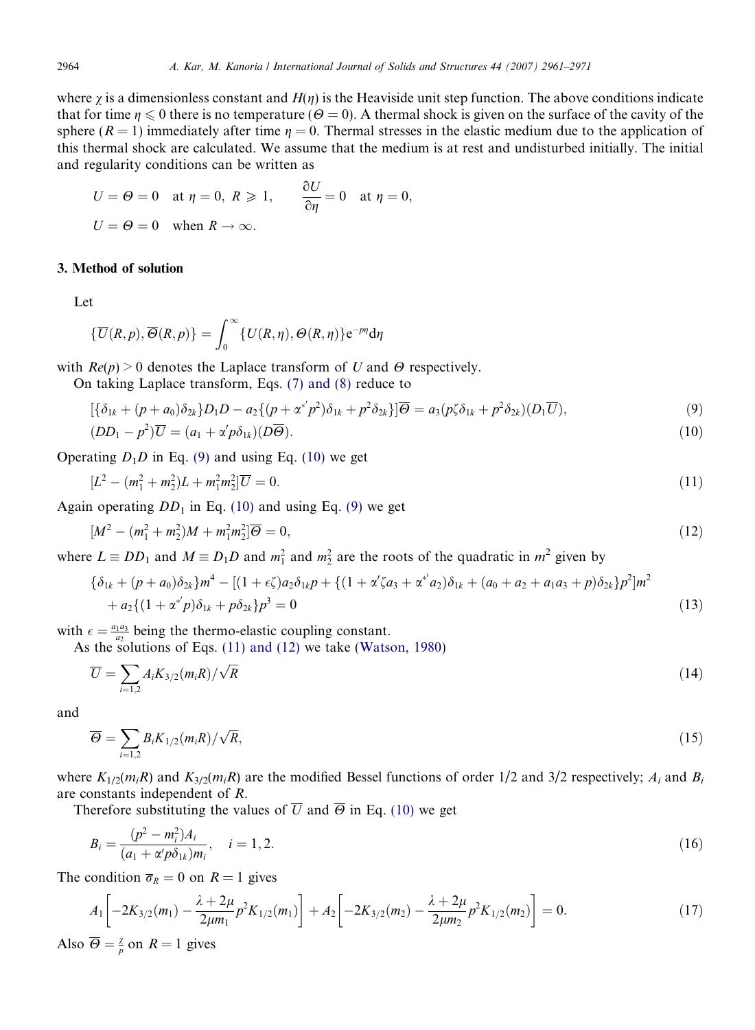where $\chi$ is a dimensionless constant and $H(\eta)$ is the Heaviside unit step function. The above conditions indicate that for time $\eta \leqslant 0$ there is no temperature ($\Theta = 0$). A thermal shock is given on the surface of the cavity of the sphere ($R = 1$) immediately after time $\eta = 0$. Thermal stresses in the elastic medium due to the application of this thermal shock are calculated. We assume that the medium is at rest and undisturbed initially. The initial and regularity conditions can be written as

$$U = \Theta = 0 \quad \text{at } \eta = 0,\ R \geqslant 1, \qquad \frac{\partial U}{\partial \eta} = 0 \quad \text{at } \eta = 0,$$

$$U = \Theta = 0 \quad \text{when } R \to \infty.$$

## 3. Method of solution

Let

$$\{\overline{U}(R,p), \overline{\Theta}(R,p)\} = \int_0^\infty \{U(R,\eta), \Theta(R,\eta)\} e^{-p\eta} d\eta$$

with $Re(p) > 0$ denotes the Laplace transform of $U$ and $\Theta$ respectively.

On taking Laplace transform, Eqs. (7) and (8) reduce to

$$[\{\delta_{1k} + (p + a_0)\delta_{2k}\}D_1 D - a_2\{(p + \alpha^{*'}p^2)\delta_{1k} + p^2\delta_{2k}\}]\overline{\Theta} = a_3(p\zeta\delta_{1k} + p^2\delta_{2k})(D_1\overline{U}), \tag{9}$$

$$(DD_1 - p^2)\overline{U} = (a_1 + \alpha' p\delta_{1k})(D\overline{\Theta}). \tag{10}$$

Operating $D_1 D$ in Eq. (9) and using Eq. (10) we get

$$[L^2 - (m_1^2 + m_2^2)L + m_1^2 m_2^2]\overline{U} = 0. \tag{11}$$

Again operating $DD_1$ in Eq. (10) and using Eq. (9) we get

$$[M^2 - (m_1^2 + m_2^2)M + m_1^2 m_2^2]\overline{\Theta} = 0, \tag{12}$$

where $L \equiv DD_1$ and $M \equiv D_1 D$ and $m_1^2$ and $m_2^2$ are the roots of the quadratic in $m^2$ given by

$$\{\delta_{1k} + (p + a_0)\delta_{2k}\}m^4 - [(1 + \epsilon\zeta)a_2\delta_{1k}p + \{(1 + \alpha'\zeta a_3 + \alpha^{*'}a_2)\delta_{1k} + (a_0 + a_2 + a_1 a_3 + p)\delta_{2k}\}p^2]m^2 + a_2\{(1 + \alpha^{*'}p)\delta_{1k} + p\delta_{2k}\}p^3 = 0 \tag{13}$$

with $\epsilon = \frac{a_1 a_3}{a_2}$ being the thermo-elastic coupling constant.

As the solutions of Eqs. (11) and (12) we take (Watson, 1980)

$$\overline{U} = \sum_{i=1,2} A_i K_{3/2}(m_i R)/\sqrt{R} \tag{14}$$

and

$$\overline{\Theta} = \sum_{i=1,2} B_i K_{1/2}(m_i R)/\sqrt{R}, \tag{15}$$

where $K_{1/2}(m_i R)$ and $K_{3/2}(m_i R)$ are the modified Bessel functions of order 1/2 and 3/2 respectively; $A_i$ and $B_i$ are constants independent of $R$.

Therefore substituting the values of $\overline{U}$ and $\overline{\Theta}$ in Eq. (10) we get

$$B_i = \frac{(p^2 - m_i^2)A_i}{(a_1 + \alpha' p\delta_{1k})m_i}, \quad i = 1, 2. \tag{16}$$

The condition $\overline{\sigma}_R = 0$ on $R = 1$ gives

$$A_1\left[-2K_{3/2}(m_1) - \frac{\lambda + 2\mu}{2\mu m_1}p^2 K_{1/2}(m_1)\right] + A_2\left[-2K_{3/2}(m_2) - \frac{\lambda + 2\mu}{2\mu m_2}p^2 K_{1/2}(m_2)\right] = 0. \tag{17}$$

Also $\overline{\Theta} = \frac{\chi}{p}$ on $R = 1$ gives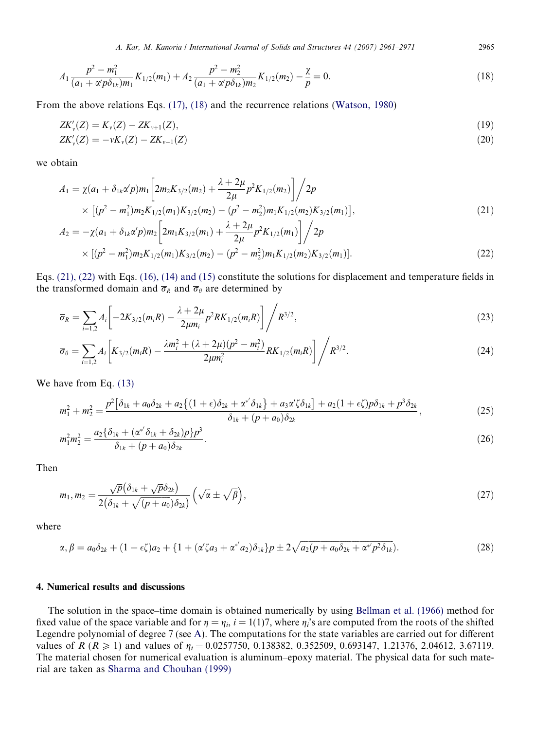$$A_1 \frac{p^2 - m_1^2}{(a_1 + \alpha' p \delta_{1k}) m_1} K_{1/2}(m_1) + A_2 \frac{p^2 - m_2^2}{(a_1 + \alpha' p \delta_{1k}) m_2} K_{1/2}(m_2) - \frac{\chi}{p} = 0. \tag{18}$$

From the above relations Eqs. (17), (18) and the recurrence relations (Watson, 1980)

$$ZK'_v(Z) = K_v(Z) - ZK_{v+1}(Z), \tag{19}$$

$$ZK'_v(Z) = -vK_v(Z) - ZK_{v-1}(Z) \tag{20}$$

we obtain

$$\begin{aligned} A_1 = {} & \chi(a_1 + \delta_{1k}\alpha' p) m_1 \left[ 2m_2 K_{3/2}(m_2) + \frac{\lambda + 2\mu}{2\mu} p^2 K_{1/2}(m_2) \right] \bigg/ 2p \\ & \times \left[ (p^2 - m_1^2) m_2 K_{1/2}(m_1) K_{3/2}(m_2) - (p^2 - m_2^2) m_1 K_{1/2}(m_2) K_{3/2}(m_1) \right], \end{aligned} \tag{21}$$

$$\begin{aligned} A_2 = {} & -\chi(a_1 + \delta_{1k}\alpha' p) m_2 \left[ 2m_1 K_{3/2}(m_1) + \frac{\lambda + 2\mu}{2\mu} p^2 K_{1/2}(m_1) \right] \bigg/ 2p \\ & \times [(p^2 - m_1^2) m_2 K_{1/2}(m_1) K_{3/2}(m_2) - (p^2 - m_2^2) m_1 K_{1/2}(m_2) K_{3/2}(m_1)]. \end{aligned} \tag{22}$$

Eqs. (21), (22) with Eqs. (16), (14) and (15) constitute the solutions for displacement and temperature fields in the transformed domain and $\overline{\sigma}_R$ and $\overline{\sigma}_\theta$ are determined by

$$\overline{\sigma}_R = \sum_{i=1,2} A_i \left[ -2K_{3/2}(m_i R) - \frac{\lambda + 2\mu}{2\mu m_i} p^2 R K_{1/2}(m_i R) \right] \bigg/ R^{3/2}, \tag{23}$$

$$\overline{\sigma}_\theta = \sum_{i=1,2} A_i \left[ K_{3/2}(m_i R) - \frac{\lambda m_i^2 + (\lambda + 2\mu)(p^2 - m_i^2)}{2\mu m_i^2} R K_{1/2}(m_i R) \right] \bigg/ R^{3/2}. \tag{24}$$

We have from Eq. (13)

$$m_1^2 + m_2^2 = \frac{p^2 \left[ \delta_{1k} + a_0 \delta_{2k} + a_2 \left\{ (1 + \epsilon) \delta_{2k} + \alpha^{*'} \delta_{1k} \right\} + a_3 \alpha' \zeta \delta_{1k} \right] + a_2 (1 + \epsilon \zeta) p \delta_{1k} + p^3 \delta_{2k}}{\delta_{1k} + (p + a_0) \delta_{2k}}, \tag{25}$$

$$m_1^2 m_2^2 = \frac{a_2 \{ \delta_{1k} + (\alpha^{*'} \delta_{1k} + \delta_{2k}) p \} p^3}{\delta_{1k} + (p + a_0) \delta_{2k}}. \tag{26}$$

Then

$$m_1, m_2 = \frac{\sqrt{p} \left( \delta_{1k} + \sqrt{p} \delta_{2k} \right)}{2 \left( \delta_{1k} + \sqrt{(p + a_0)} \delta_{2k} \right)} \left( \sqrt{\alpha} \pm \sqrt{\beta} \right), \tag{27}$$

where

$$\alpha, \beta = a_0 \delta_{2k} + (1 + \epsilon \zeta) a_2 + \{ 1 + (\alpha' \zeta a_3 + \alpha^{*'} a_2) \delta_{1k} \} p \pm 2 \sqrt{a_2 (p + a_0 \delta_{2k} + \alpha^{*'} p^2 \delta_{1k})}. \tag{28}$$

## 4. Numerical results and discussions

The solution in the space–time domain is obtained numerically by using Bellman et al. (1966) method for fixed value of the space variable and for $\eta = \eta_i$, $i = 1(1)7$, where $\eta_i$'s are computed from the roots of the shifted Legendre polynomial of degree 7 (see A). The computations for the state variables are carried out for different values of $R$ ($R \geqslant 1$) and values of $\eta_i = 0.0257750$, $0.138382$, $0.352509$, $0.693147$, $1.21376$, $2.04612$, $3.67119$. The material chosen for numerical evaluation is aluminum–epoxy material. The physical data for such material are taken as Sharma and Chouhan (1999)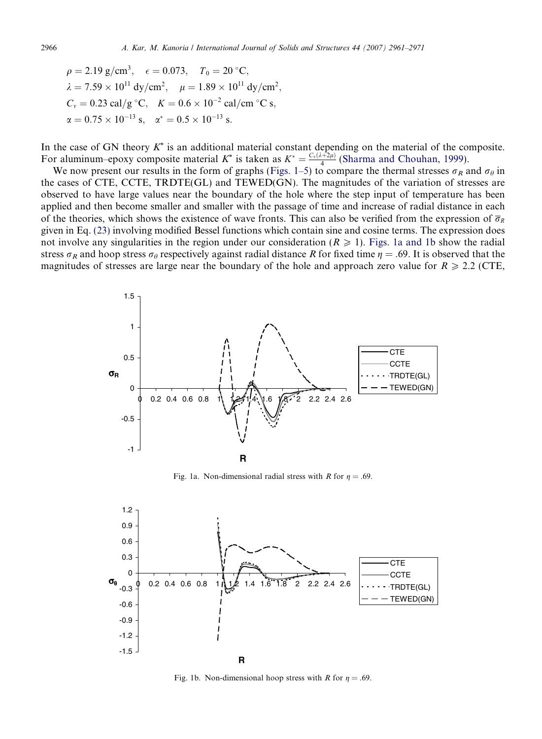$$\rho = 2.19 \text{ g/cm}^3, \quad \epsilon = 0.073, \quad T_0 = 20\,^\circ\text{C},$$
$$\lambda = 7.59 \times 10^{11} \text{ dy/cm}^2, \quad \mu = 1.89 \times 10^{11} \text{ dy/cm}^2,$$
$$C_v = 0.23 \text{ cal/g}\,^\circ\text{C}, \quad K = 0.6 \times 10^{-2} \text{ cal/cm}\,^\circ\text{C s},$$
$$\alpha = 0.75 \times 10^{-13} \text{ s}, \quad \alpha^* = 0.5 \times 10^{-13} \text{ s}.$$

In the case of GN theory $K^*$ is an additional material constant depending on the material of the composite. For aluminum–epoxy composite material $K^*$ is taken as $K^* = \frac{C_v(\lambda+2\mu)}{4}$ (Sharma and Chouhan, 1999).

We now present our results in the form of graphs (Figs. 1–5) to compare the thermal stresses $\sigma_R$ and $\sigma_\theta$ in the cases of CTE, CCTE, TRDTE(GL) and TEWED(GN). The magnitudes of the variation of stresses are observed to have large values near the boundary of the hole where the step input of temperature has been applied and then become smaller and smaller with the passage of time and increase of radial distance in each of the theories, which shows the existence of wave fronts. This can also be verified from the expression of $\bar{\sigma}_R$ given in Eq. (23) involving modified Bessel functions which contain sine and cosine terms. The expression does not involve any singularities in the region under our consideration ($R \geqslant 1$). Figs. 1a and 1b show the radial stress $\sigma_R$ and hoop stress $\sigma_\theta$ respectively against radial distance $R$ for fixed time $\eta = .69$. It is observed that the magnitudes of stresses are large near the boundary of the hole and approach zero value for $R \geqslant 2.2$ (CTE,

Fig. 1a. Non-dimensional radial stress with $R$ for $\eta = .69$.

Fig. 1b. Non-dimensional hoop stress with $R$ for $\eta = .69$.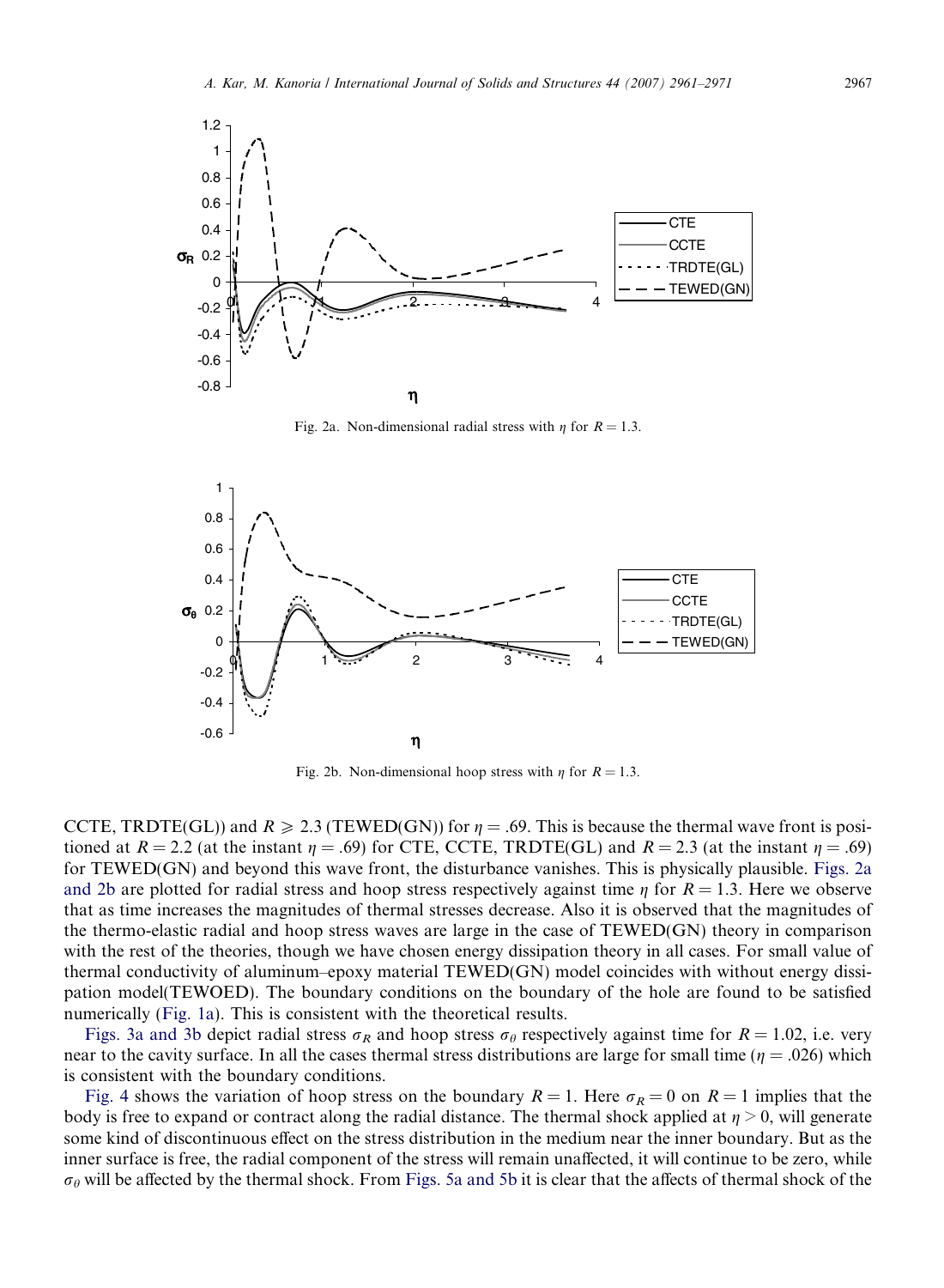Fig. 2a. Non-dimensional radial stress with $\eta$ for $R = 1.3$.

Fig. 2b. Non-dimensional hoop stress with $\eta$ for $R = 1.3$.

CCTE, TRDTE(GL)) and $R \geqslant 2.3$ (TEWED(GN)) for $\eta = .69$. This is because the thermal wave front is positioned at $R = 2.2$ (at the instant $\eta = .69$) for CTE, CCTE, TRDTE(GL) and $R = 2.3$ (at the instant $\eta = .69$) for TEWED(GN) and beyond this wave front, the disturbance vanishes. This is physically plausible. Figs. 2a and 2b are plotted for radial stress and hoop stress respectively against time $\eta$ for $R = 1.3$. Here we observe that as time increases the magnitudes of thermal stresses decrease. Also it is observed that the magnitudes of the thermo-elastic radial and hoop stress waves are large in the case of TEWED(GN) theory in comparison with the rest of the theories, though we have chosen energy dissipation theory in all cases. For small value of thermal conductivity of aluminum–epoxy material TEWED(GN) model coincides with without energy dissipation model(TEWOED). The boundary conditions on the boundary of the hole are found to be satisfied numerically (Fig. 1a). This is consistent with the theoretical results.

Figs. 3a and 3b depict radial stress $\sigma_R$ and hoop stress $\sigma_\theta$ respectively against time for $R = 1.02$, i.e. very near to the cavity surface. In all the cases thermal stress distributions are large for small time ($\eta = .026$) which is consistent with the boundary conditions.

Fig. 4 shows the variation of hoop stress on the boundary $R = 1$. Here $\sigma_R = 0$ on $R = 1$ implies that the body is free to expand or contract along the radial distance. The thermal shock applied at $\eta > 0$, will generate some kind of discontinuous effect on the stress distribution in the medium near the inner boundary. But as the inner surface is free, the radial component of the stress will remain unaffected, it will continue to be zero, while $\sigma_\theta$ will be affected by the thermal shock. From Figs. 5a and 5b it is clear that the affects of thermal shock of the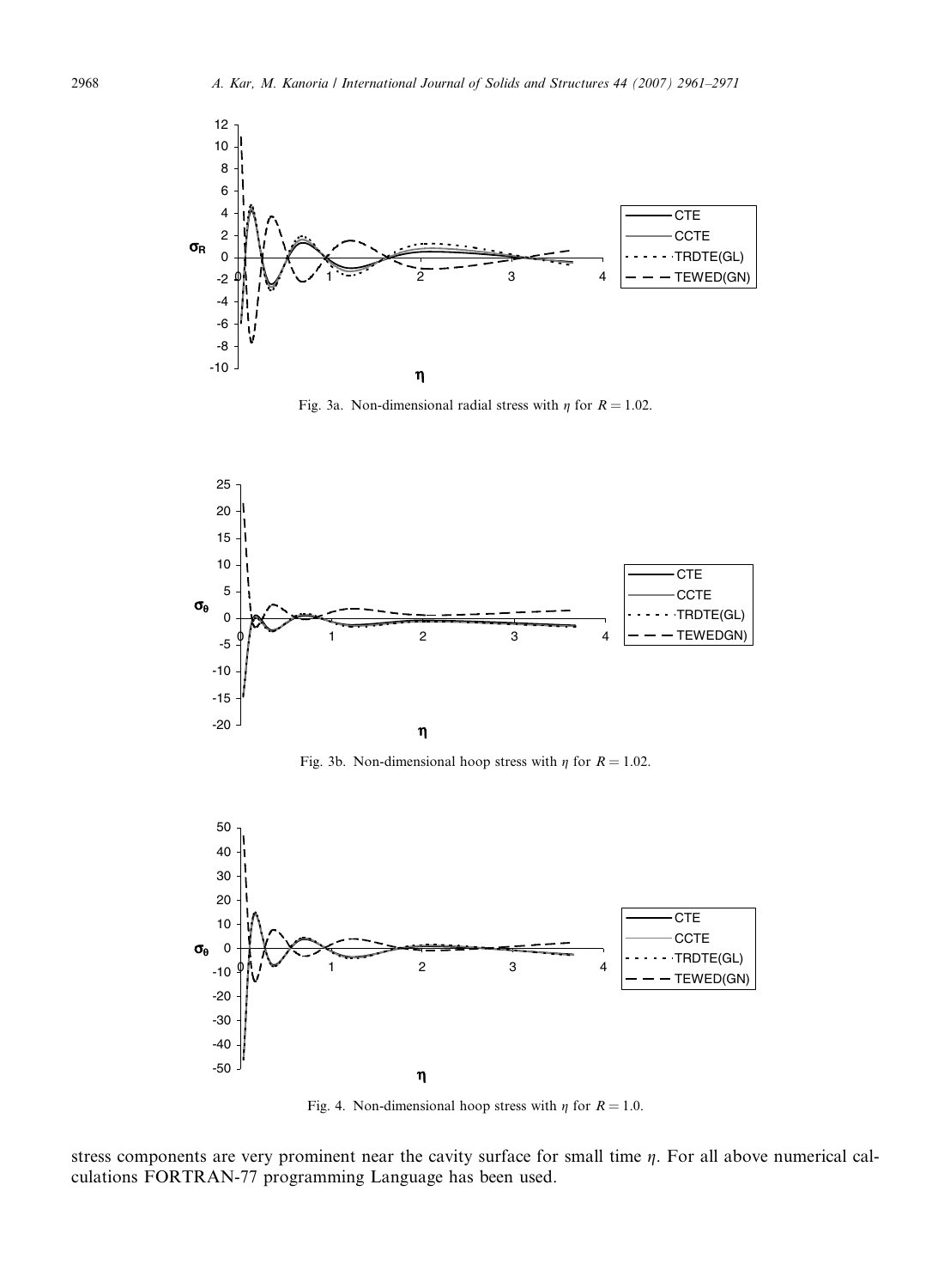Fig. 3a. Non-dimensional radial stress with $\eta$ for $R = 1.02$.

Fig. 3b. Non-dimensional hoop stress with $\eta$ for $R = 1.02$.

Fig. 4. Non-dimensional hoop stress with $\eta$ for $R = 1.0$.

stress components are very prominent near the cavity surface for small time $\eta$. For all above numerical calculations FORTRAN-77 programming Language has been used.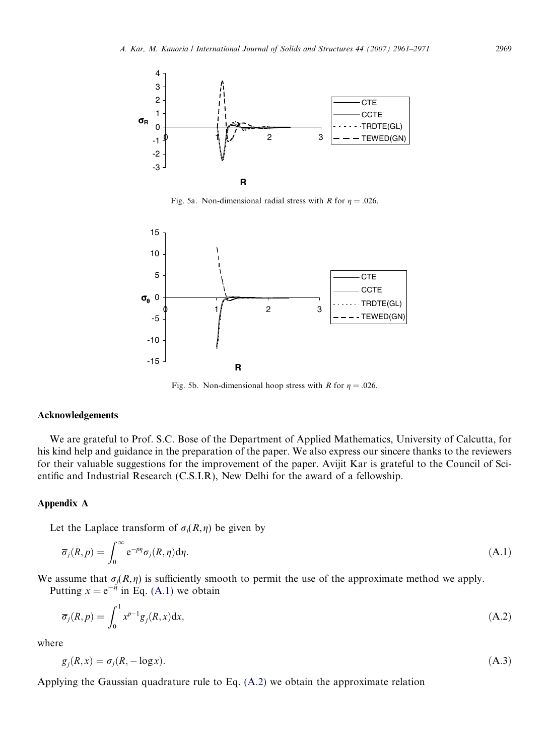Fig. 5a. Non-dimensional radial stress with $R$ for $\eta = .026$.

Fig. 5b. Non-dimensional hoop stress with $R$ for $\eta = .026$.

## Acknowledgements

We are grateful to Prof. S.C. Bose of the Department of Applied Mathematics, University of Calcutta, for his kind help and guidance in the preparation of the paper. We also express our sincere thanks to the reviewers for their valuable suggestions for the improvement of the paper. Avijit Kar is grateful to the Council of Scientific and Industrial Research (C.S.I.R), New Delhi for the award of a fellowship.

## Appendix A

Let the Laplace transform of $\sigma_i(R, \eta)$ be given by

$$\overline{\sigma}_j(R, p) = \int_0^\infty \mathrm{e}^{-p\eta} \sigma_j(R, \eta) \mathrm{d}\eta. \tag{A.1}$$

We assume that $\sigma_j(R, \eta)$ is sufficiently smooth to permit the use of the approximate method we apply.

Putting $x = \mathrm{e}^{-\eta}$ in Eq. (A.1) we obtain

$$\overline{\sigma}_j(R, p) = \int_0^1 x^{p-1} g_j(R, x) \mathrm{d}x, \tag{A.2}$$

where

$$g_j(R, x) = \sigma_j(R, -\log x). \tag{A.3}$$

Applying the Gaussian quadrature rule to Eq. (A.2) we obtain the approximate relation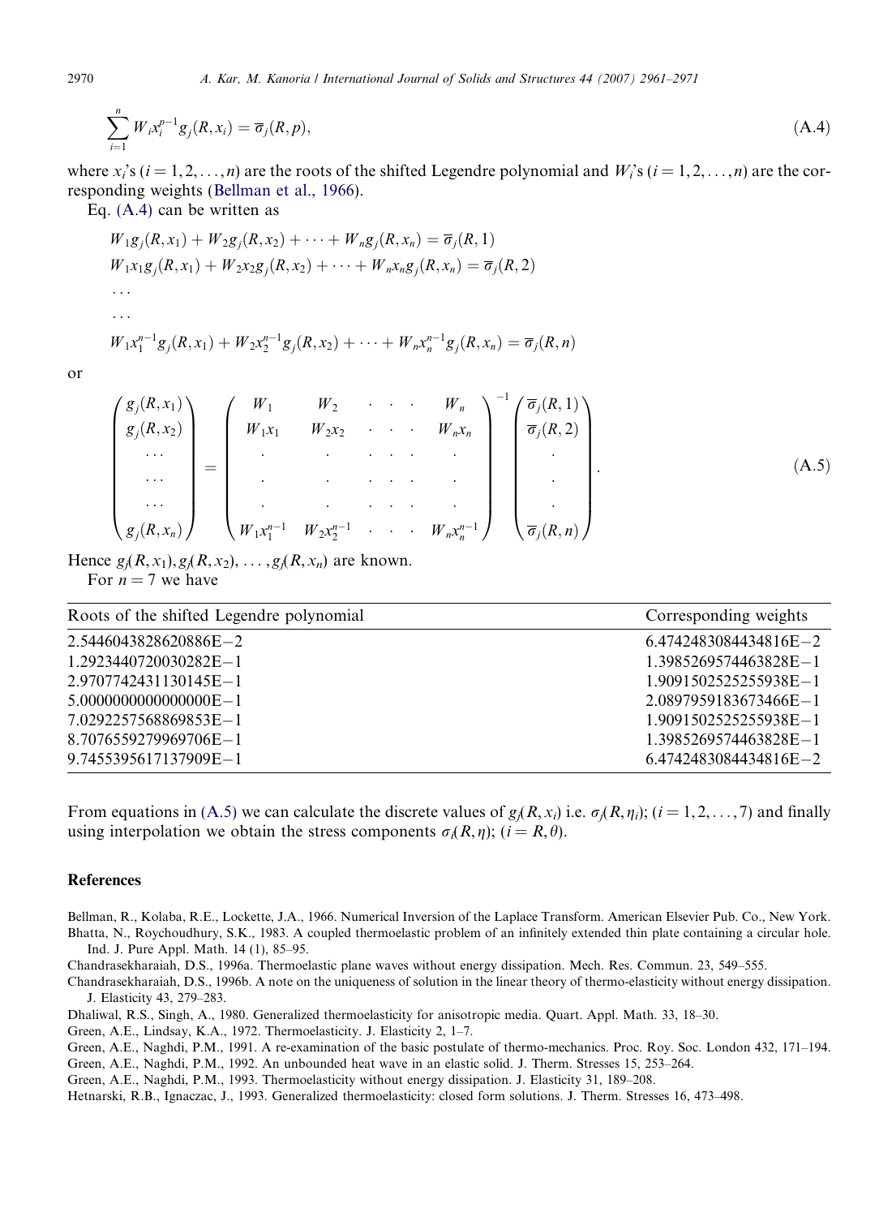$$\sum_{i=1}^{n} W_i x_i^{p-1} g_j(R, x_i) = \overline{\sigma}_j(R, p), \tag{A.4}$$

where $x_i$'s $(i = 1, 2, \ldots, n)$ are the roots of the shifted Legendre polynomial and $W_i$'s $(i = 1, 2, \ldots, n)$ are the corresponding weights (Bellman et al., 1966).

Eq. (A.4) can be written as

$$W_1 g_j(R, x_1) + W_2 g_j(R, x_2) + \cdots + W_n g_j(R, x_n) = \overline{\sigma}_j(R, 1)$$
$$W_1 x_1 g_j(R, x_1) + W_2 x_2 g_j(R, x_2) + \cdots + W_n x_n g_j(R, x_n) = \overline{\sigma}_j(R, 2)$$
$$\ldots$$
$$\ldots$$
$$W_1 x_1^{n-1} g_j(R, x_1) + W_2 x_2^{n-1} g_j(R, x_2) + \cdots + W_n x_n^{n-1} g_j(R, x_n) = \overline{\sigma}_j(R, n)$$

or

$$\begin{pmatrix} g_j(R, x_1) \\ g_j(R, x_2) \\ \cdots \\ \cdots \\ \cdots \\ g_j(R, x_n) \end{pmatrix} = \begin{pmatrix} W_1 & W_2 & \cdot & \cdot & \cdot & W_n \\ W_1 x_1 & W_2 x_2 & \cdot & \cdot & \cdot & W_n x_n \\ \cdot & \cdot & \cdot & \cdot & \cdot & \cdot \\ \cdot & \cdot & \cdot & \cdot & \cdot & \cdot \\ \cdot & \cdot & \cdot & \cdot & \cdot & \cdot \\ W_1 x_1^{n-1} & W_2 x_2^{n-1} & \cdot & \cdot & \cdot & W_n x_n^{n-1} \end{pmatrix}^{-1} \begin{pmatrix} \overline{\sigma}_j(R, 1) \\ \overline{\sigma}_j(R, 2) \\ \cdot \\ \cdot \\ \cdot \\ \overline{\sigma}_j(R, n) \end{pmatrix}. \tag{A.5}$$

Hence $g_j(R, x_1), g_j(R, x_2), \ldots, g_j(R, x_n)$ are known.

For $n = 7$ we have

| Roots of the shifted Legendre polynomial | Corresponding weights |
|---|---|
| 2.5446043828620886E−2 | 6.4742483084434816E−2 |
| 1.2923440720030282E−1 | 1.3985269574463828E−1 |
| 2.9707742431130145E−1 | 1.9091502525255938E−1 |
| 5.0000000000000000E−1 | 2.0897959183673466E−1 |
| 7.0292257568869853E−1 | 1.9091502525255938E−1 |
| 8.7076559279969706E−1 | 1.3985269574463828E−1 |
| 9.7455395617137909E−1 | 6.4742483084434816E−2 |

From equations in (A.5) we can calculate the discrete values of $g_j(R, x_i)$ i.e. $\sigma_j(R, \eta_i)$; $(i = 1, 2, \ldots, 7)$ and finally using interpolation we obtain the stress components $\sigma_i(R, \eta)$; $(i = R, \theta)$.

## References

Bellman, R., Kolaba, R.E., Lockette, J.A., 1966. Numerical Inversion of the Laplace Transform. American Elsevier Pub. Co., New York.

Bhatta, N., Roychoudhury, S.K., 1983. A coupled thermoelastic problem of an infinitely extended thin plate containing a circular hole. Ind. J. Pure Appl. Math. 14 (1), 85–95.

Chandrasekharaiah, D.S., 1996a. Thermoelastic plane waves without energy dissipation. Mech. Res. Commun. 23, 549–555.

Chandrasekharaiah, D.S., 1996b. A note on the uniqueness of solution in the linear theory of thermo-elasticity without energy dissipation. J. Elasticity 43, 279–283.

Dhaliwal, R.S., Singh, A., 1980. Generalized thermoelasticity for anisotropic media. Quart. Appl. Math. 33, 18–30.

Green, A.E., Lindsay, K.A., 1972. Thermoelasticity. J. Elasticity 2, 1–7.

Green, A.E., Naghdi, P.M., 1991. A re-examination of the basic postulate of thermo-mechanics. Proc. Roy. Soc. London 432, 171–194.

Green, A.E., Naghdi, P.M., 1992. An unbounded heat wave in an elastic solid. J. Therm. Stresses 15, 253–264.

Green, A.E., Naghdi, P.M., 1993. Thermoelasticity without energy dissipation. J. Elasticity 31, 189–208.

Hetnarski, R.B., Ignaczac, J., 1993. Generalized thermoelasticity: closed form solutions. J. Therm. Stresses 16, 473–498.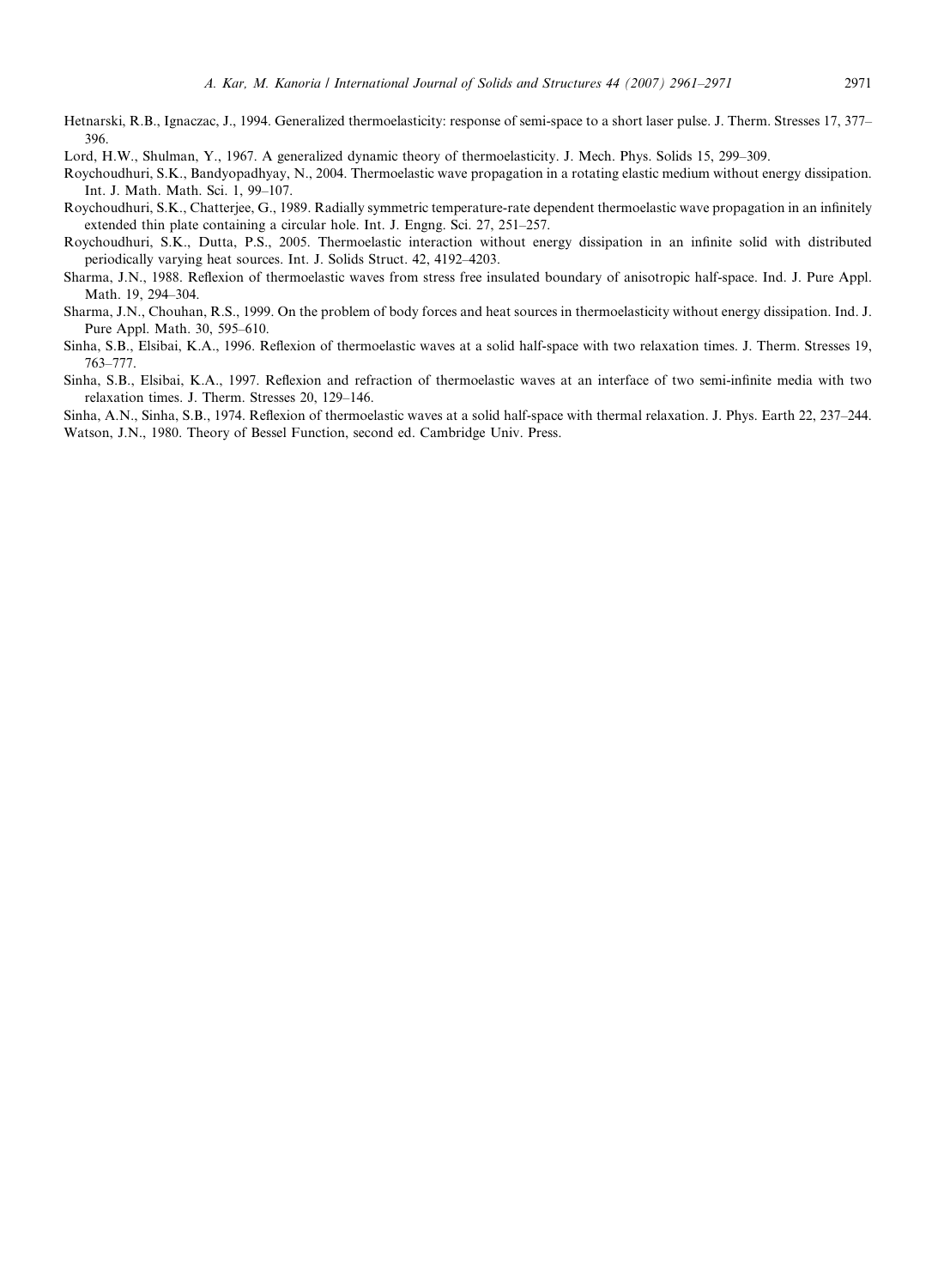Hetnarski, R.B., Ignaczac, J., 1994. Generalized thermoelasticity: response of semi-space to a short laser pulse. J. Therm. Stresses 17, 377–396.

Lord, H.W., Shulman, Y., 1967. A generalized dynamic theory of thermoelasticity. J. Mech. Phys. Solids 15, 299–309.

Roychoudhuri, S.K., Bandyopadhyay, N., 2004. Thermoelastic wave propagation in a rotating elastic medium without energy dissipation. Int. J. Math. Math. Sci. 1, 99–107.

Roychoudhuri, S.K., Chatterjee, G., 1989. Radially symmetric temperature-rate dependent thermoelastic wave propagation in an infinitely extended thin plate containing a circular hole. Int. J. Engng. Sci. 27, 251–257.

Roychoudhuri, S.K., Dutta, P.S., 2005. Thermoelastic interaction without energy dissipation in an infinite solid with distributed periodically varying heat sources. Int. J. Solids Struct. 42, 4192–4203.

Sharma, J.N., 1988. Reflexion of thermoelastic waves from stress free insulated boundary of anisotropic half-space. Ind. J. Pure Appl. Math. 19, 294–304.

Sharma, J.N., Chouhan, R.S., 1999. On the problem of body forces and heat sources in thermoelasticity without energy dissipation. Ind. J. Pure Appl. Math. 30, 595–610.

Sinha, S.B., Elsibai, K.A., 1996. Reflexion of thermoelastic waves at a solid half-space with two relaxation times. J. Therm. Stresses 19, 763–777.

Sinha, S.B., Elsibai, K.A., 1997. Reflexion and refraction of thermoelastic waves at an interface of two semi-infinite media with two relaxation times. J. Therm. Stresses 20, 129–146.

Sinha, A.N., Sinha, S.B., 1974. Reflexion of thermoelastic waves at a solid half-space with thermal relaxation. J. Phys. Earth 22, 237–244.

Watson, J.N., 1980. Theory of Bessel Function, second ed. Cambridge Univ. Press.